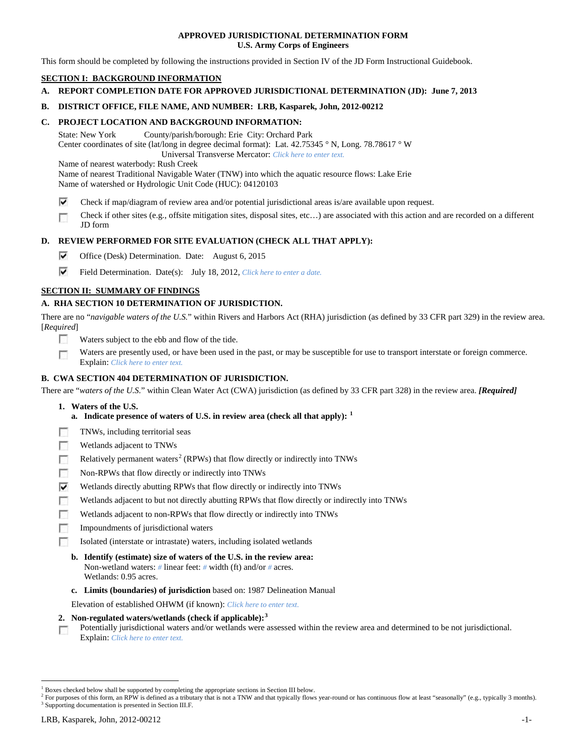**APPROVED JURISDICTIONAL DETERMINATION FORM**
**U.S. Army Corps of Engineers**

This form should be completed by following the instructions provided in Section IV of the JD Form Instructional Guidebook.

## SECTION I: BACKGROUND INFORMATION

**A. REPORT COMPLETION DATE FOR APPROVED JURISDICTIONAL DETERMINATION (JD): June 7, 2013**

**B. DISTRICT OFFICE, FILE NAME, AND NUMBER: LRB, Kasparek, John, 2012-00212**

**C. PROJECT LOCATION AND BACKGROUND INFORMATION:**

State: New York County/parish/borough: Erie City: Orchard Park
Center coordinates of site (lat/long in degree decimal format): Lat. 42.75345 ° N, Long. 78.78617 ° W
Universal Transverse Mercator: *Click here to enter text.*
Name of nearest waterbody: Rush Creek
Name of nearest Traditional Navigable Water (TNW) into which the aquatic resource flows: Lake Erie
Name of watershed or Hydrologic Unit Code (HUC): 04120103

- [x] Check if map/diagram of review area and/or potential jurisdictional areas is/are available upon request.
- [ ] Check if other sites (e.g., offsite mitigation sites, disposal sites, etc…) are associated with this action and are recorded on a different JD form

**D. REVIEW PERFORMED FOR SITE EVALUATION (CHECK ALL THAT APPLY):**

- [x] Office (Desk) Determination. Date: August 6, 2015
- [x] Field Determination. Date(s): July 18, 2012, *Click here to enter a date.*

## SECTION II: SUMMARY OF FINDINGS

**A. RHA SECTION 10 DETERMINATION OF JURISDICTION.**

There are no "*navigable waters of the U.S.*" within Rivers and Harbors Act (RHA) jurisdiction (as defined by 33 CFR part 329) in the review area. [*Required*]

- [ ] Waters subject to the ebb and flow of the tide.
- [ ] Waters are presently used, or have been used in the past, or may be susceptible for use to transport interstate or foreign commerce. Explain: *Click here to enter text.*

**B. CWA SECTION 404 DETERMINATION OF JURISDICTION.**

There are "*waters of the U.S.*" within Clean Water Act (CWA) jurisdiction (as defined by 33 CFR part 328) in the review area. ***[Required]***

**1. Waters of the U.S.**

**a. Indicate presence of waters of U.S. in review area (check all that apply):** [1]

- [ ] TNWs, including territorial seas
- [ ] Wetlands adjacent to TNWs
- [ ] Relatively permanent waters[2] (RPWs) that flow directly or indirectly into TNWs
- [ ] Non-RPWs that flow directly or indirectly into TNWs
- [x] Wetlands directly abutting RPWs that flow directly or indirectly into TNWs
- [ ] Wetlands adjacent to but not directly abutting RPWs that flow directly or indirectly into TNWs
- [ ] Wetlands adjacent to non-RPWs that flow directly or indirectly into TNWs
- [ ] Impoundments of jurisdictional waters
- [ ] Isolated (interstate or intrastate) waters, including isolated wetlands

**b. Identify (estimate) size of waters of the U.S. in the review area:**
Non-wetland waters: *#* linear feet: *#* width (ft) and/or *#* acres.
Wetlands: 0.95 acres.

**c. Limits (boundaries) of jurisdiction** based on: 1987 Delineation Manual

Elevation of established OHWM (if known): *Click here to enter text.*

**2. Non-regulated waters/wetlands (check if applicable):**[3]

- [ ] Potentially jurisdictional waters and/or wetlands were assessed within the review area and determined to be not jurisdictional. Explain: *Click here to enter text.*

---

[1] Boxes checked below shall be supported by completing the appropriate sections in Section III below.
[2] For purposes of this form, an RPW is defined as a tributary that is not a TNW and that typically flows year-round or has continuous flow at least "seasonally" (e.g., typically 3 months).
[3] Supporting documentation is presented in Section III.F.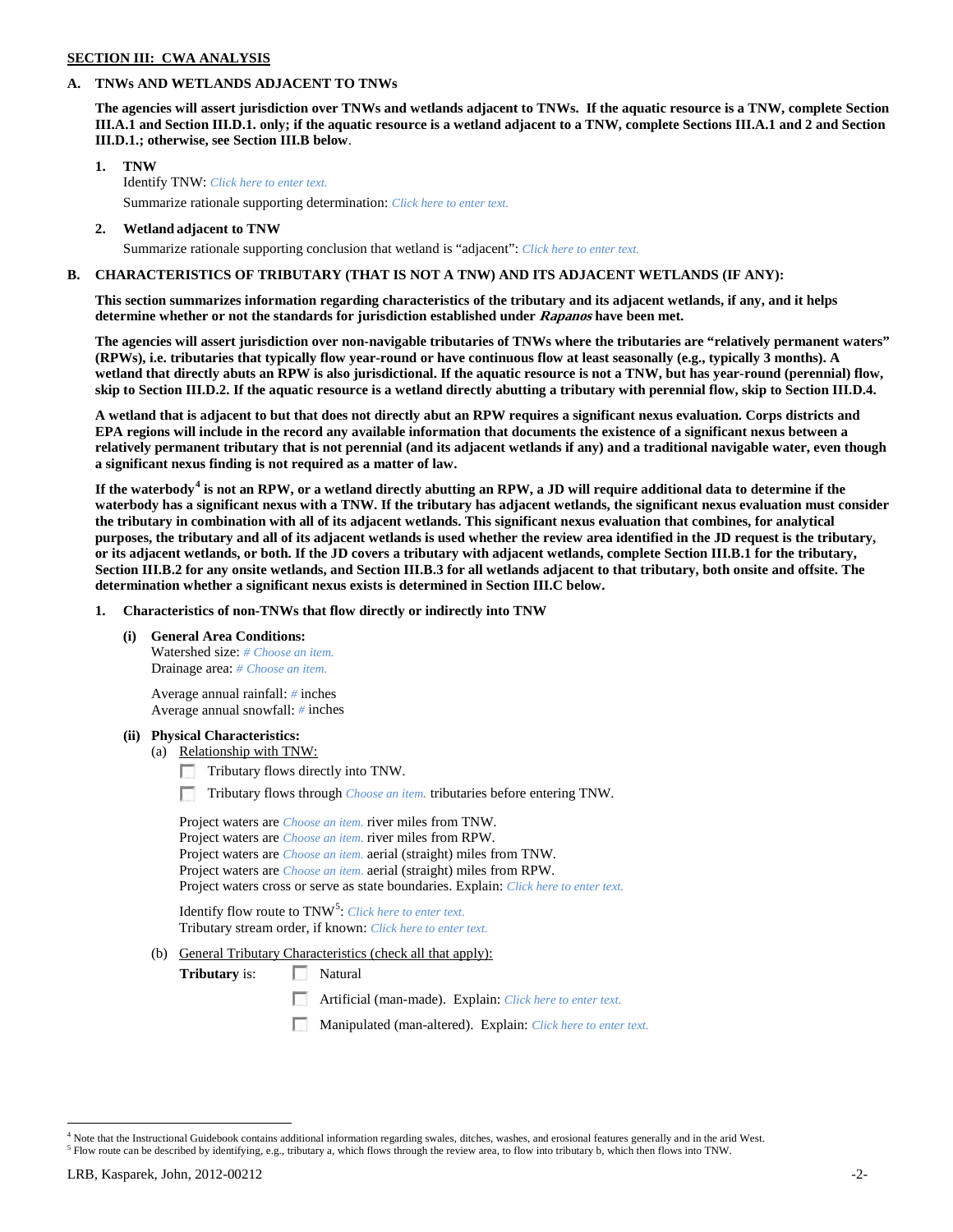**SECTION III: CWA ANALYSIS**

**A. TNWs AND WETLANDS ADJACENT TO TNWs**

**The agencies will assert jurisdiction over TNWs and wetlands adjacent to TNWs. If the aquatic resource is a TNW, complete Section III.A.1 and Section III.D.1. only; if the aquatic resource is a wetland adjacent to a TNW, complete Sections III.A.1 and 2 and Section III.D.1.; otherwise, see Section III.B below**.

**1. TNW**

Identify TNW: *Click here to enter text.*

Summarize rationale supporting determination: *Click here to enter text.*

**2. Wetland adjacent to TNW**

Summarize rationale supporting conclusion that wetland is "adjacent": *Click here to enter text.*

**B. CHARACTERISTICS OF TRIBUTARY (THAT IS NOT A TNW) AND ITS ADJACENT WETLANDS (IF ANY):**

**This section summarizes information regarding characteristics of the tributary and its adjacent wetlands, if any, and it helps determine whether or not the standards for jurisdiction established under *Rapanos* have been met.**

**The agencies will assert jurisdiction over non-navigable tributaries of TNWs where the tributaries are "relatively permanent waters" (RPWs), i.e. tributaries that typically flow year-round or have continuous flow at least seasonally (e.g., typically 3 months). A wetland that directly abuts an RPW is also jurisdictional. If the aquatic resource is not a TNW, but has year-round (perennial) flow, skip to Section III.D.2. If the aquatic resource is a wetland directly abutting a tributary with perennial flow, skip to Section III.D.4.**

**A wetland that is adjacent to but that does not directly abut an RPW requires a significant nexus evaluation. Corps districts and EPA regions will include in the record any available information that documents the existence of a significant nexus between a relatively permanent tributary that is not perennial (and its adjacent wetlands if any) and a traditional navigable water, even though a significant nexus finding is not required as a matter of law.**

**If the waterbody[4] is not an RPW, or a wetland directly abutting an RPW, a JD will require additional data to determine if the waterbody has a significant nexus with a TNW. If the tributary has adjacent wetlands, the significant nexus evaluation must consider the tributary in combination with all of its adjacent wetlands. This significant nexus evaluation that combines, for analytical purposes, the tributary and all of its adjacent wetlands is used whether the review area identified in the JD request is the tributary, or its adjacent wetlands, or both. If the JD covers a tributary with adjacent wetlands, complete Section III.B.1 for the tributary, Section III.B.2 for any onsite wetlands, and Section III.B.3 for all wetlands adjacent to that tributary, both onsite and offsite. The determination whether a significant nexus exists is determined in Section III.C below.**

**1. Characteristics of non-TNWs that flow directly or indirectly into TNW**

**(i) General Area Conditions:**

Watershed size: *# Choose an item.*
Drainage area: *# Choose an item.*

Average annual rainfall: *#* inches
Average annual snowfall: *#* inches

**(ii) Physical Characteristics:**

(a) Relationship with TNW:

☐ Tributary flows directly into TNW.

☐ Tributary flows through *Choose an item.* tributaries before entering TNW.

Project waters are *Choose an item.* river miles from TNW.
Project waters are *Choose an item.* river miles from RPW.
Project waters are *Choose an item.* aerial (straight) miles from TNW.
Project waters are *Choose an item.* aerial (straight) miles from RPW.
Project waters cross or serve as state boundaries. Explain: *Click here to enter text.*

Identify flow route to TNW[5]: *Click here to enter text.*
Tributary stream order, if known: *Click here to enter text.*

(b) General Tributary Characteristics (check all that apply):

**Tributary** is: ☐ Natural

☐ Artificial (man-made). Explain: *Click here to enter text.*

☐ Manipulated (man-altered). Explain: *Click here to enter text.*

---

[4] Note that the Instructional Guidebook contains additional information regarding swales, ditches, washes, and erosional features generally and in the arid West.

[5] Flow route can be described by identifying, e.g., tributary a, which flows through the review area, to flow into tributary b, which then flows into TNW.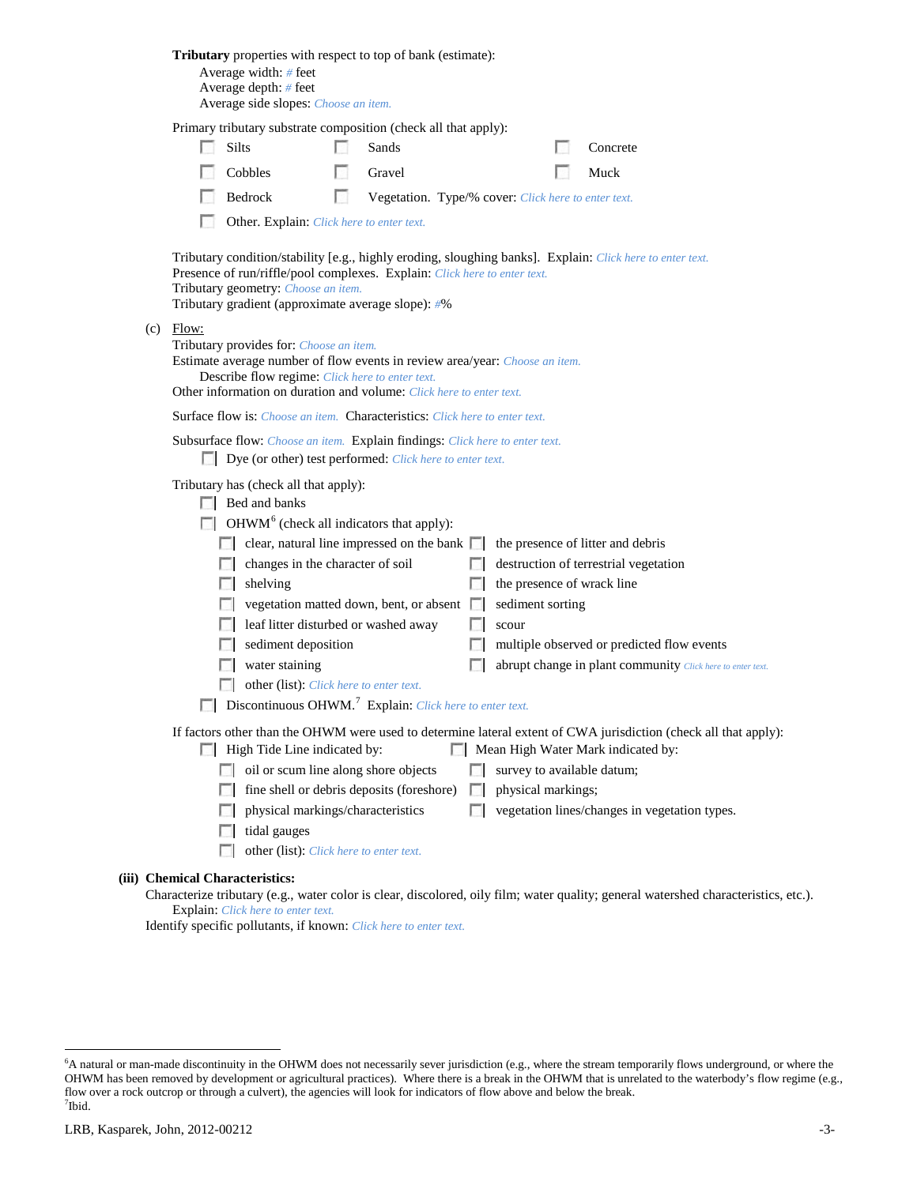**Tributary** properties with respect to top of bank (estimate):

Average width: # feet
Average depth: # feet
Average side slopes: Choose an item.

Primary tributary substrate composition (check all that apply):

- ☐ Silts
- ☐ Sands
- ☐ Concrete
- ☐ Cobbles
- ☐ Gravel
- ☐ Muck
- ☐ Bedrock
- ☐ Vegetation. Type/% cover: Click here to enter text.
- ☐ Other. Explain: Click here to enter text.

Tributary condition/stability [e.g., highly eroding, sloughing banks]. Explain: Click here to enter text.
Presence of run/riffle/pool complexes. Explain: Click here to enter text.
Tributary geometry: Choose an item.
Tributary gradient (approximate average slope): #%

(c) Flow:

Tributary provides for: Choose an item.
Estimate average number of flow events in review area/year: Choose an item.
Describe flow regime: Click here to enter text.
Other information on duration and volume: Click here to enter text.

Surface flow is: Choose an item. Characteristics: Click here to enter text.

Subsurface flow: Choose an item. Explain findings: Click here to enter text.

- ☐ Dye (or other) test performed: Click here to enter text.

Tributary has (check all that apply):

- ☐ Bed and banks
- ☐ OHWM[6] (check all indicators that apply):
  - ☐ clear, natural line impressed on the bank
  - ☐ the presence of litter and debris
  - ☐ changes in the character of soil
  - ☐ destruction of terrestrial vegetation
  - ☐ shelving
  - ☐ the presence of wrack line
  - ☐ vegetation matted down, bent, or absent
  - ☐ sediment sorting
  - ☐ leaf litter disturbed or washed away
  - ☐ scour
  - ☐ sediment deposition
  - ☐ multiple observed or predicted flow events
  - ☐ water staining
  - ☐ abrupt change in plant community Click here to enter text.
  - ☐ other (list): Click here to enter text.
- ☐ Discontinuous OHWM.[7] Explain: Click here to enter text.

If factors other than the OHWM were used to determine lateral extent of CWA jurisdiction (check all that apply):

- ☐ High Tide Line indicated by:
  - ☐ oil or scum line along shore objects
  - ☐ fine shell or debris deposits (foreshore)
  - ☐ physical markings/characteristics
  - ☐ tidal gauges
  - ☐ other (list): Click here to enter text.
- ☐ Mean High Water Mark indicated by:
  - ☐ survey to available datum;
  - ☐ physical markings;
  - ☐ vegetation lines/changes in vegetation types.

**(iii) Chemical Characteristics:**

Characterize tributary (e.g., water color is clear, discolored, oily film; water quality; general watershed characteristics, etc.).
Explain: Click here to enter text.
Identify specific pollutants, if known: Click here to enter text.

---

[6] A natural or man-made discontinuity in the OHWM does not necessarily sever jurisdiction (e.g., where the stream temporarily flows underground, or where the OHWM has been removed by development or agricultural practices). Where there is a break in the OHWM that is unrelated to the waterbody's flow regime (e.g., flow over a rock outcrop or through a culvert), the agencies will look for indicators of flow above and below the break.

[7] Ibid.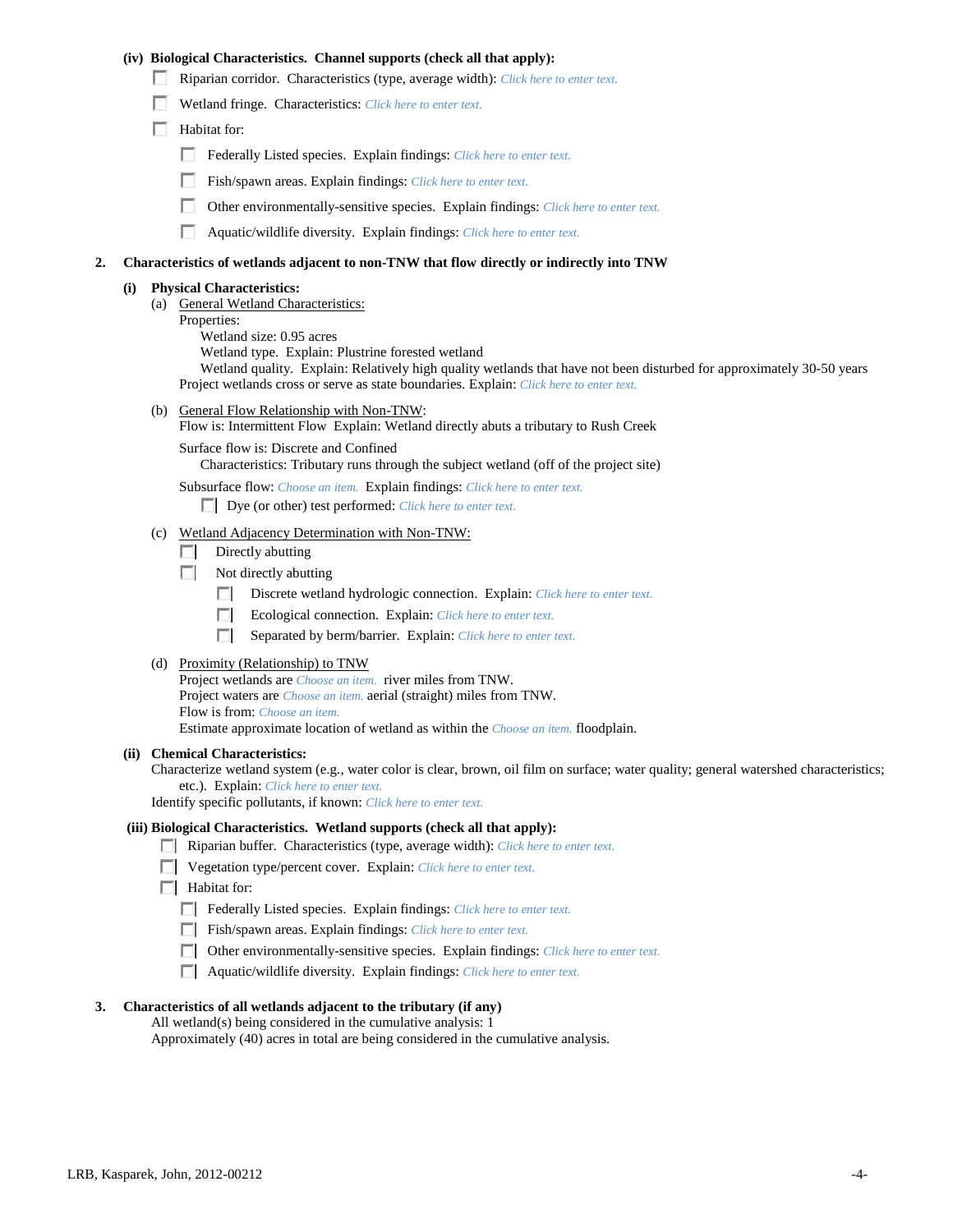**(iv) Biological Characteristics. Channel supports (check all that apply):**

- ☐ Riparian corridor. Characteristics (type, average width): *Click here to enter text.*
- ☐ Wetland fringe. Characteristics: *Click here to enter text.*
- ☐ Habitat for:
  - ☐ Federally Listed species. Explain findings: *Click here to enter text.*
  - ☐ Fish/spawn areas. Explain findings: *Click here to enter text.*
  - ☐ Other environmentally-sensitive species. Explain findings: *Click here to enter text.*
  - ☐ Aquatic/wildlife diversity. Explain findings: *Click here to enter text.*

**2. Characteristics of wetlands adjacent to non-TNW that flow directly or indirectly into TNW**

**(i) Physical Characteristics:**

(a) General Wetland Characteristics:

Properties:

Wetland size: 0.95 acres

Wetland type. Explain: Plustrine forested wetland

Wetland quality. Explain: Relatively high quality wetlands that have not been disturbed for approximately 30-50 years

Project wetlands cross or serve as state boundaries. Explain: *Click here to enter text.*

(b) General Flow Relationship with Non-TNW:

Flow is: Intermittent Flow Explain: Wetland directly abuts a tributary to Rush Creek

Surface flow is: Discrete and Confined

Characteristics: Tributary runs through the subject wetland (off of the project site)

Subsurface flow: *Choose an item.* Explain findings: *Click here to enter text.*

☐ Dye (or other) test performed: *Click here to enter text.*

(c) Wetland Adjacency Determination with Non-TNW:

- ☐ Directly abutting
- ☐ Not directly abutting
  - ☐ Discrete wetland hydrologic connection. Explain: *Click here to enter text.*
  - ☐ Ecological connection. Explain: *Click here to enter text.*
  - ☐ Separated by berm/barrier. Explain: *Click here to enter text.*

(d) Proximity (Relationship) to TNW

Project wetlands are *Choose an item.* river miles from TNW.

Project waters are *Choose an item.* aerial (straight) miles from TNW.

Flow is from: *Choose an item.*

Estimate approximate location of wetland as within the *Choose an item.* floodplain.

**(ii) Chemical Characteristics:**

Characterize wetland system (e.g., water color is clear, brown, oil film on surface; water quality; general watershed characteristics; etc.). Explain: *Click here to enter text.*

Identify specific pollutants, if known: *Click here to enter text.*

**(iii) Biological Characteristics. Wetland supports (check all that apply):**

- ☐ Riparian buffer. Characteristics (type, average width): *Click here to enter text.*
- ☐ Vegetation type/percent cover. Explain: *Click here to enter text.*
- ☐ Habitat for:
  - ☐ Federally Listed species. Explain findings: *Click here to enter text.*
  - ☐ Fish/spawn areas. Explain findings: *Click here to enter text.*
  - ☐ Other environmentally-sensitive species. Explain findings: *Click here to enter text.*
  - ☐ Aquatic/wildlife diversity. Explain findings: *Click here to enter text.*

**3. Characteristics of all wetlands adjacent to the tributary (if any)**

All wetland(s) being considered in the cumulative analysis: 1

Approximately (40) acres in total are being considered in the cumulative analysis.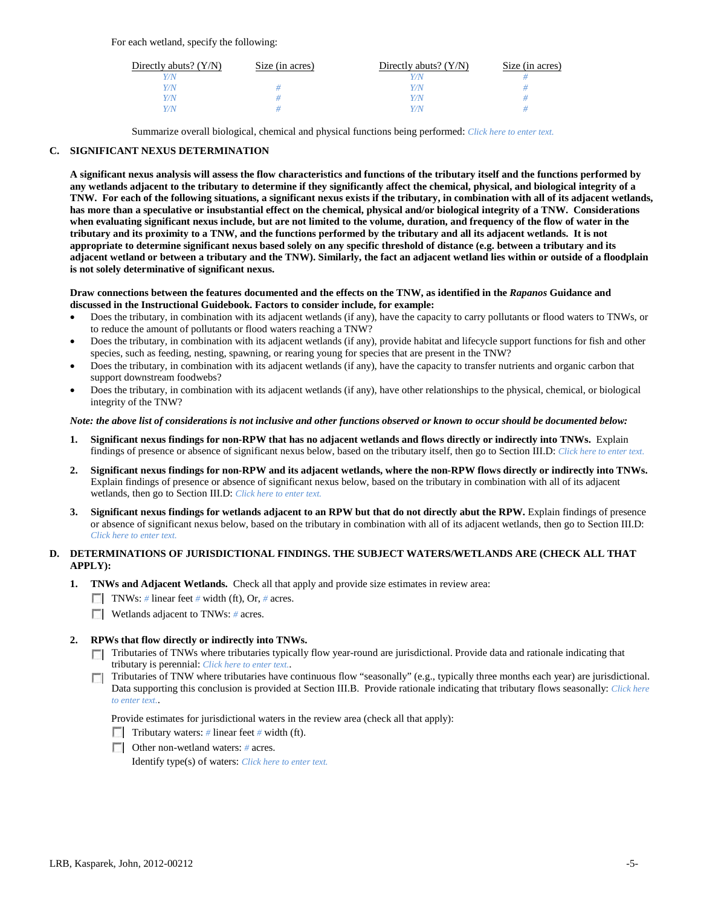For each wetland, specify the following:

| Directly abuts? (Y/N) | Size (in acres) | Directly abuts? (Y/N) | Size (in acres) |
|---|---|---|---|
| Y/N | | Y/N | # |
| Y/N | # | Y/N | # |
| Y/N | # | Y/N | # |
| Y/N | # | Y/N | # |

Summarize overall biological, chemical and physical functions being performed: *Click here to enter text.*

**C. SIGNIFICANT NEXUS DETERMINATION**

**A significant nexus analysis will assess the flow characteristics and functions of the tributary itself and the functions performed by any wetlands adjacent to the tributary to determine if they significantly affect the chemical, physical, and biological integrity of a TNW. For each of the following situations, a significant nexus exists if the tributary, in combination with all of its adjacent wetlands, has more than a speculative or insubstantial effect on the chemical, physical and/or biological integrity of a TNW. Considerations when evaluating significant nexus include, but are not limited to the volume, duration, and frequency of the flow of water in the tributary and its proximity to a TNW, and the functions performed by the tributary and all its adjacent wetlands. It is not appropriate to determine significant nexus based solely on any specific threshold of distance (e.g. between a tributary and its adjacent wetland or between a tributary and the TNW). Similarly, the fact an adjacent wetland lies within or outside of a floodplain is not solely determinative of significant nexus.**

**Draw connections between the features documented and the effects on the TNW, as identified in the *Rapanos* Guidance and discussed in the Instructional Guidebook. Factors to consider include, for example:**

- Does the tributary, in combination with its adjacent wetlands (if any), have the capacity to carry pollutants or flood waters to TNWs, or to reduce the amount of pollutants or flood waters reaching a TNW?
- Does the tributary, in combination with its adjacent wetlands (if any), provide habitat and lifecycle support functions for fish and other species, such as feeding, nesting, spawning, or rearing young for species that are present in the TNW?
- Does the tributary, in combination with its adjacent wetlands (if any), have the capacity to transfer nutrients and organic carbon that support downstream foodwebs?
- Does the tributary, in combination with its adjacent wetlands (if any), have other relationships to the physical, chemical, or biological integrity of the TNW?

***Note: the above list of considerations is not inclusive and other functions observed or known to occur should be documented below:***

1. **Significant nexus findings for non-RPW that has no adjacent wetlands and flows directly or indirectly into TNWs.** Explain findings of presence or absence of significant nexus below, based on the tributary itself, then go to Section III.D: *Click here to enter text.*

2. **Significant nexus findings for non-RPW and its adjacent wetlands, where the non-RPW flows directly or indirectly into TNWs.** Explain findings of presence or absence of significant nexus below, based on the tributary in combination with all of its adjacent wetlands, then go to Section III.D: *Click here to enter text.*

3. **Significant nexus findings for wetlands adjacent to an RPW but that do not directly abut the RPW.** Explain findings of presence or absence of significant nexus below, based on the tributary in combination with all of its adjacent wetlands, then go to Section III.D: *Click here to enter text.*

**D. DETERMINATIONS OF JURISDICTIONAL FINDINGS. THE SUBJECT WATERS/WETLANDS ARE (CHECK ALL THAT APPLY):**

1. **TNWs and Adjacent Wetlands.** Check all that apply and provide size estimates in review area:
   - ☐ TNWs: # linear feet # width (ft), Or, # acres.
   - ☐ Wetlands adjacent to TNWs: # acres.

2. **RPWs that flow directly or indirectly into TNWs.**
   - ☐ Tributaries of TNWs where tributaries typically flow year-round are jurisdictional. Provide data and rationale indicating that tributary is perennial: *Click here to enter text.*.
   - ☐ Tributaries of TNW where tributaries have continuous flow "seasonally" (e.g., typically three months each year) are jurisdictional. Data supporting this conclusion is provided at Section III.B. Provide rationale indicating that tributary flows seasonally: *Click here to enter text.*.

   Provide estimates for jurisdictional waters in the review area (check all that apply):
   - ☐ Tributary waters: # linear feet # width (ft).
   - ☐ Other non-wetland waters: # acres.

     Identify type(s) of waters: *Click here to enter text.*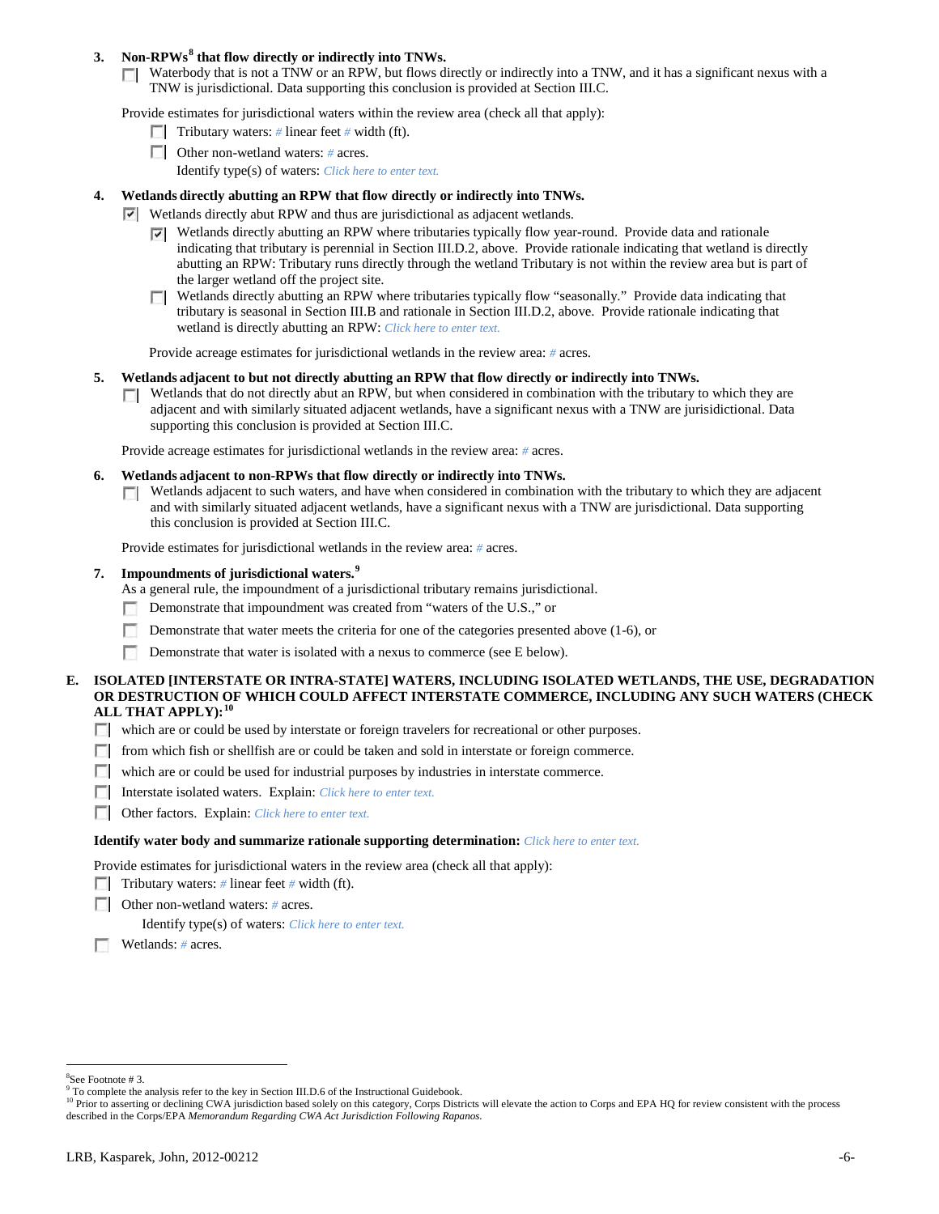**3. Non-RPWs[8] that flow directly or indirectly into TNWs.**

☐ Waterbody that is not a TNW or an RPW, but flows directly or indirectly into a TNW, and it has a significant nexus with a TNW is jurisdictional. Data supporting this conclusion is provided at Section III.C.

Provide estimates for jurisdictional waters within the review area (check all that apply):

- ☐ Tributary waters: # linear feet # width (ft).
- ☐ Other non-wetland waters: # acres.
  Identify type(s) of waters: *Click here to enter text.*

**4. Wetlands directly abutting an RPW that flow directly or indirectly into TNWs.**

☑ Wetlands directly abut RPW and thus are jurisdictional as adjacent wetlands.

- ☑ Wetlands directly abutting an RPW where tributaries typically flow year-round. Provide data and rationale indicating that tributary is perennial in Section III.D.2, above. Provide rationale indicating that wetland is directly abutting an RPW: Tributary runs directly through the wetland Tributary is not within the review area but is part of the larger wetland off the project site.
- ☐ Wetlands directly abutting an RPW where tributaries typically flow "seasonally." Provide data indicating that tributary is seasonal in Section III.B and rationale in Section III.D.2, above. Provide rationale indicating that wetland is directly abutting an RPW: *Click here to enter text.*

Provide acreage estimates for jurisdictional wetlands in the review area: # acres.

**5. Wetlands adjacent to but not directly abutting an RPW that flow directly or indirectly into TNWs.**

☐ Wetlands that do not directly abut an RPW, but when considered in combination with the tributary to which they are adjacent and with similarly situated adjacent wetlands, have a significant nexus with a TNW are jurisidictional. Data supporting this conclusion is provided at Section III.C.

Provide acreage estimates for jurisdictional wetlands in the review area: # acres.

**6. Wetlands adjacent to non-RPWs that flow directly or indirectly into TNWs.**

☐ Wetlands adjacent to such waters, and have when considered in combination with the tributary to which they are adjacent and with similarly situated adjacent wetlands, have a significant nexus with a TNW are jurisdictional. Data supporting this conclusion is provided at Section III.C.

Provide estimates for jurisdictional wetlands in the review area: # acres.

**7. Impoundments of jurisdictional waters.[9]**

As a general rule, the impoundment of a jurisdictional tributary remains jurisdictional.

- ☐ Demonstrate that impoundment was created from "waters of the U.S.," or
- ☐ Demonstrate that water meets the criteria for one of the categories presented above (1-6), or
- ☐ Demonstrate that water is isolated with a nexus to commerce (see E below).

**E. ISOLATED [INTERSTATE OR INTRA-STATE] WATERS, INCLUDING ISOLATED WETLANDS, THE USE, DEGRADATION OR DESTRUCTION OF WHICH COULD AFFECT INTERSTATE COMMERCE, INCLUDING ANY SUCH WATERS (CHECK ALL THAT APPLY):[10]**

- ☐ which are or could be used by interstate or foreign travelers for recreational or other purposes.
- ☐ from which fish or shellfish are or could be taken and sold in interstate or foreign commerce.
- ☐ which are or could be used for industrial purposes by industries in interstate commerce.
- ☐ Interstate isolated waters. Explain: *Click here to enter text.*
- ☐ Other factors. Explain: *Click here to enter text.*

**Identify water body and summarize rationale supporting determination:** *Click here to enter text.*

Provide estimates for jurisdictional waters in the review area (check all that apply):

- ☐ Tributary waters: # linear feet # width (ft).
- ☐ Other non-wetland waters: # acres.
  Identify type(s) of waters: *Click here to enter text.*
- ☐ Wetlands: # acres.

---

[8] See Footnote # 3.
[9] To complete the analysis refer to the key in Section III.D.6 of the Instructional Guidebook.
[10] Prior to asserting or declining CWA jurisdiction based solely on this category, Corps Districts will elevate the action to Corps and EPA HQ for review consistent with the process described in the Corps/EPA *Memorandum Regarding CWA Act Jurisdiction Following Rapanos.*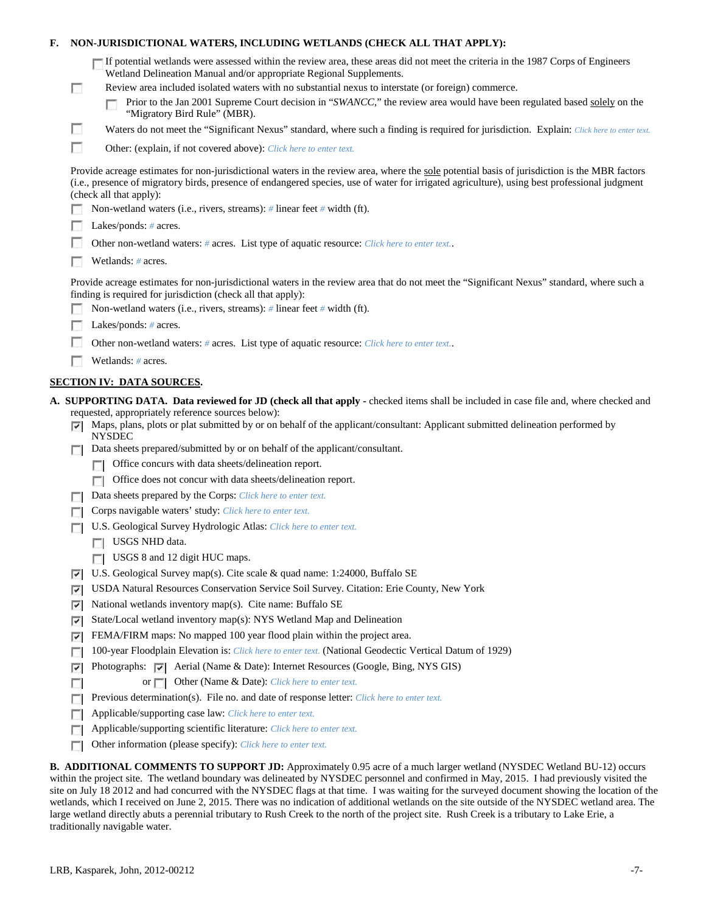**F. NON-JURISDICTIONAL WATERS, INCLUDING WETLANDS (CHECK ALL THAT APPLY):**

- [ ] If potential wetlands were assessed within the review area, these areas did not meet the criteria in the 1987 Corps of Engineers Wetland Delineation Manual and/or appropriate Regional Supplements.
- [ ] Review area included isolated waters with no substantial nexus to interstate (or foreign) commerce.
  - [ ] Prior to the Jan 2001 Supreme Court decision in "*SWANCC*," the review area would have been regulated based solely on the "Migratory Bird Rule" (MBR).
- [ ] Waters do not meet the "Significant Nexus" standard, where such a finding is required for jurisdiction. Explain: *Click here to enter text.*
- [ ] Other: (explain, if not covered above): *Click here to enter text.*

Provide acreage estimates for non-jurisdictional waters in the review area, where the sole potential basis of jurisdiction is the MBR factors (i.e., presence of migratory birds, presence of endangered species, use of water for irrigated agriculture), using best professional judgment (check all that apply):

- [ ] Non-wetland waters (i.e., rivers, streams): *#* linear feet *#* width (ft).
- [ ] Lakes/ponds: *#* acres.
- [ ] Other non-wetland waters: *#* acres. List type of aquatic resource: *Click here to enter text.*.
- [ ] Wetlands: *#* acres.

Provide acreage estimates for non-jurisdictional waters in the review area that do not meet the "Significant Nexus" standard, where such a finding is required for jurisdiction (check all that apply):

- [ ] Non-wetland waters (i.e., rivers, streams): *#* linear feet *#* width (ft).
- [ ] Lakes/ponds: *#* acres.
- [ ] Other non-wetland waters: *#* acres. List type of aquatic resource: *Click here to enter text.*.
- [ ] Wetlands: *#* acres.

## SECTION IV: DATA SOURCES.

**A. SUPPORTING DATA. Data reviewed for JD (check all that apply** - checked items shall be included in case file and, where checked and requested, appropriately reference sources below):

- [x] Maps, plans, plots or plat submitted by or on behalf of the applicant/consultant: Applicant submitted delineation performed by NYSDEC
- [ ] Data sheets prepared/submitted by or on behalf of the applicant/consultant.
  - [ ] Office concurs with data sheets/delineation report.
  - [ ] Office does not concur with data sheets/delineation report.
- [ ] Data sheets prepared by the Corps: *Click here to enter text.*
- [ ] Corps navigable waters' study: *Click here to enter text.*
- [ ] U.S. Geological Survey Hydrologic Atlas: *Click here to enter text.*
  - [ ] USGS NHD data.
  - [ ] USGS 8 and 12 digit HUC maps.
- [x] U.S. Geological Survey map(s). Cite scale & quad name: 1:24000, Buffalo SE
- [x] USDA Natural Resources Conservation Service Soil Survey. Citation: Erie County, New York
- [x] National wetlands inventory map(s). Cite name: Buffalo SE
- [x] State/Local wetland inventory map(s): NYS Wetland Map and Delineation
- [x] FEMA/FIRM maps: No mapped 100 year flood plain within the project area.
- [ ] 100-year Floodplain Elevation is: *Click here to enter text.* (National Geodectic Vertical Datum of 1929)
- [x] Photographs: [x] Aerial (Name & Date): Internet Resources (Google, Bing, NYS GIS)
- [ ] or [ ] Other (Name & Date): *Click here to enter text.*
- [ ] Previous determination(s). File no. and date of response letter: *Click here to enter text.*
- [ ] Applicable/supporting case law: *Click here to enter text.*
- [ ] Applicable/supporting scientific literature: *Click here to enter text.*
- [ ] Other information (please specify): *Click here to enter text.*

**B. ADDITIONAL COMMENTS TO SUPPORT JD:** Approximately 0.95 acre of a much larger wetland (NYSDEC Wetland BU-12) occurs within the project site. The wetland boundary was delineated by NYSDEC personnel and confirmed in May, 2015. I had previously visited the site on July 18 2012 and had concurred with the NYSDEC flags at that time. I was waiting for the surveyed document showing the location of the wetlands, which I received on June 2, 2015. There was no indication of additional wetlands on the site outside of the NYSDEC wetland area. The large wetland directly abuts a perennial tributary to Rush Creek to the north of the project site. Rush Creek is a tributary to Lake Erie, a traditionally navigable water.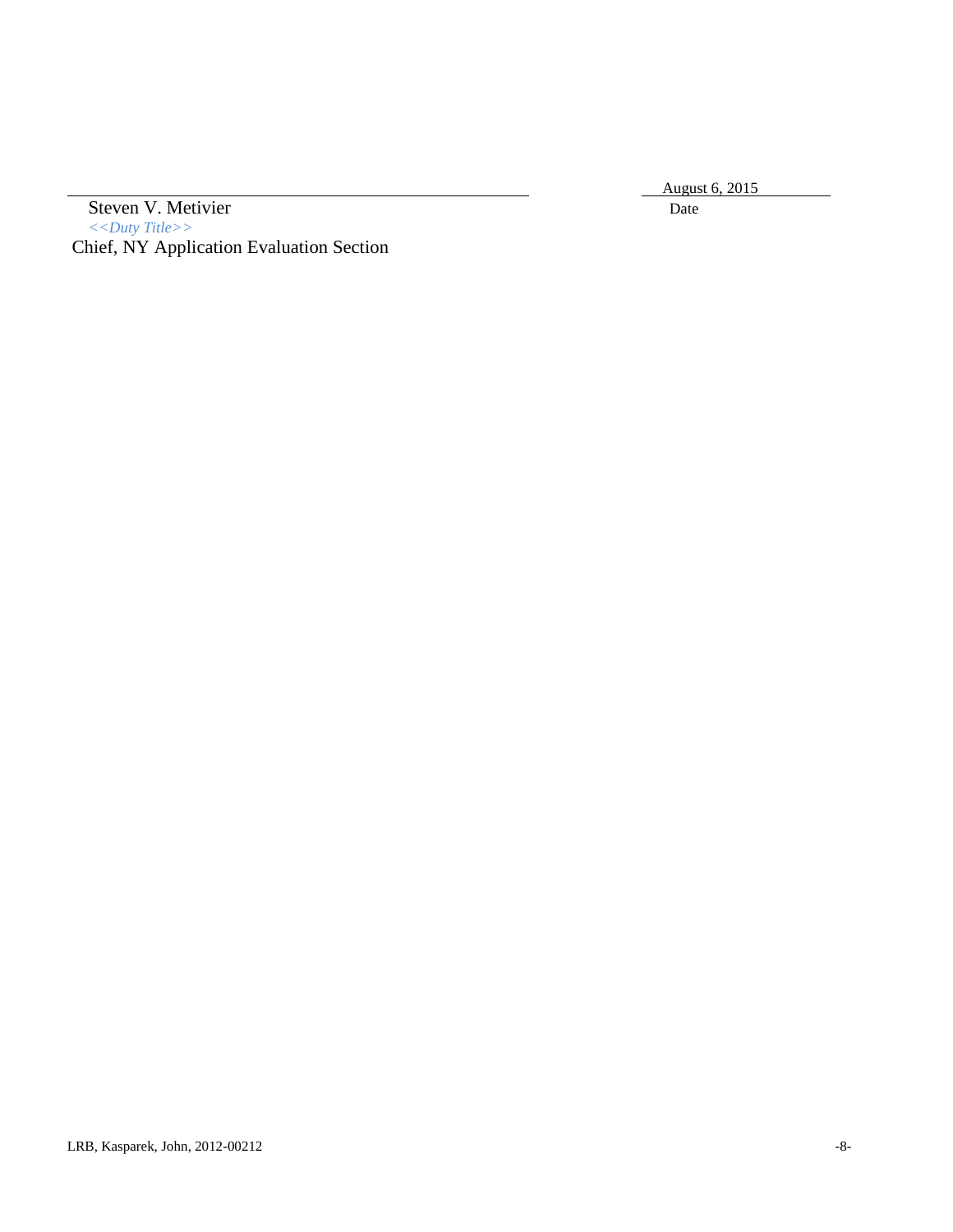______________________________________________________________ August 6, 2015

Steven V. Metivier Date

*<<Duty Title>>*

Chief, NY Application Evaluation Section